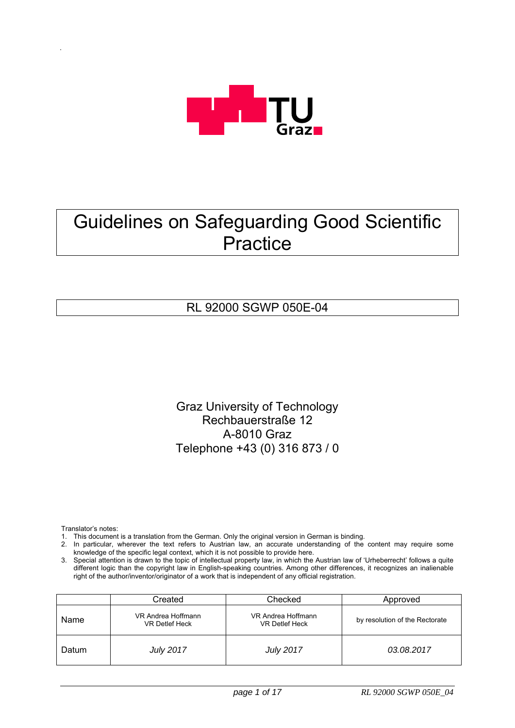# Guidelines on Safeguarding Good Scientific Practice

RL 92000 SGWP 050E-04

Graz University of Technology
Rechbauerstraße 12
A-8010 Graz
Telephone +43 (0) 316 873 / 0

Translator's notes:

1. This document is a translation from the German. Only the original version in German is binding.
2. In particular, wherever the text refers to Austrian law, an accurate understanding of the content may require some knowledge of the specific legal context, which it is not possible to provide here.
3. Special attention is drawn to the topic of intellectual property law, in which the Austrian law of 'Urheberrecht' follows a quite different logic than the copyright law in English-speaking countries. Among other differences, it recognizes an inalienable right of the author/inventor/originator of a work that is independent of any official registration.

| | Created | Checked | Approved |
|---|---|---|---|
| Name | VR Andrea Hoffmann<br>VR Detlef Heck | VR Andrea Hoffmann<br>VR Detlef Heck | by resolution of the Rectorate |
| Datum | *July 2017* | *July 2017* | *03.08.2017* |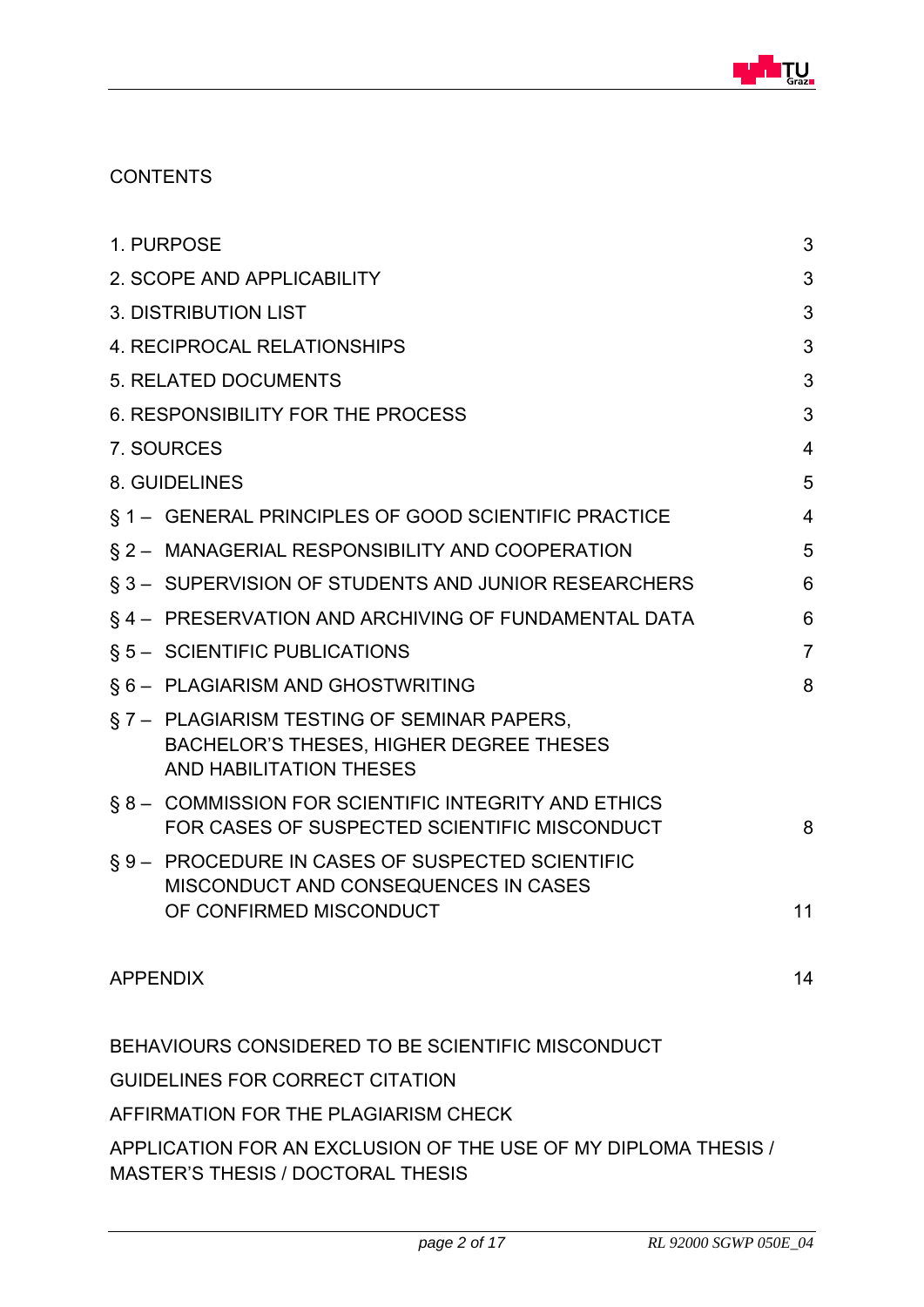CONTENTS

| | |
|---|---|
| 1. PURPOSE | 3 |
| 2. SCOPE AND APPLICABILITY | 3 |
| 3. DISTRIBUTION LIST | 3 |
| 4. RECIPROCAL RELATIONSHIPS | 3 |
| 5. RELATED DOCUMENTS | 3 |
| 6. RESPONSIBILITY FOR THE PROCESS | 3 |
| 7. SOURCES | 4 |
| 8. GUIDELINES | 5 |
| § 1 – GENERAL PRINCIPLES OF GOOD SCIENTIFIC PRACTICE | 4 |
| § 2 – MANAGERIAL RESPONSIBILITY AND COOPERATION | 5 |
| § 3 – SUPERVISION OF STUDENTS AND JUNIOR RESEARCHERS | 6 |
| § 4 – PRESERVATION AND ARCHIVING OF FUNDAMENTAL DATA | 6 |
| § 5 – SCIENTIFIC PUBLICATIONS | 7 |
| § 6 – PLAGIARISM AND GHOSTWRITING | 8 |
| § 7 – PLAGIARISM TESTING OF SEMINAR PAPERS, BACHELOR'S THESES, HIGHER DEGREE THESES AND HABILITATION THESES | |
| § 8 – COMMISSION FOR SCIENTIFIC INTEGRITY AND ETHICS FOR CASES OF SUSPECTED SCIENTIFIC MISCONDUCT | 8 |
| § 9 – PROCEDURE IN CASES OF SUSPECTED SCIENTIFIC MISCONDUCT AND CONSEQUENCES IN CASES OF CONFIRMED MISCONDUCT | 11 |
| APPENDIX | 14 |

BEHAVIOURS CONSIDERED TO BE SCIENTIFIC MISCONDUCT

GUIDELINES FOR CORRECT CITATION

AFFIRMATION FOR THE PLAGIARISM CHECK

APPLICATION FOR AN EXCLUSION OF THE USE OF MY DIPLOMA THESIS / MASTER'S THESIS / DOCTORAL THESIS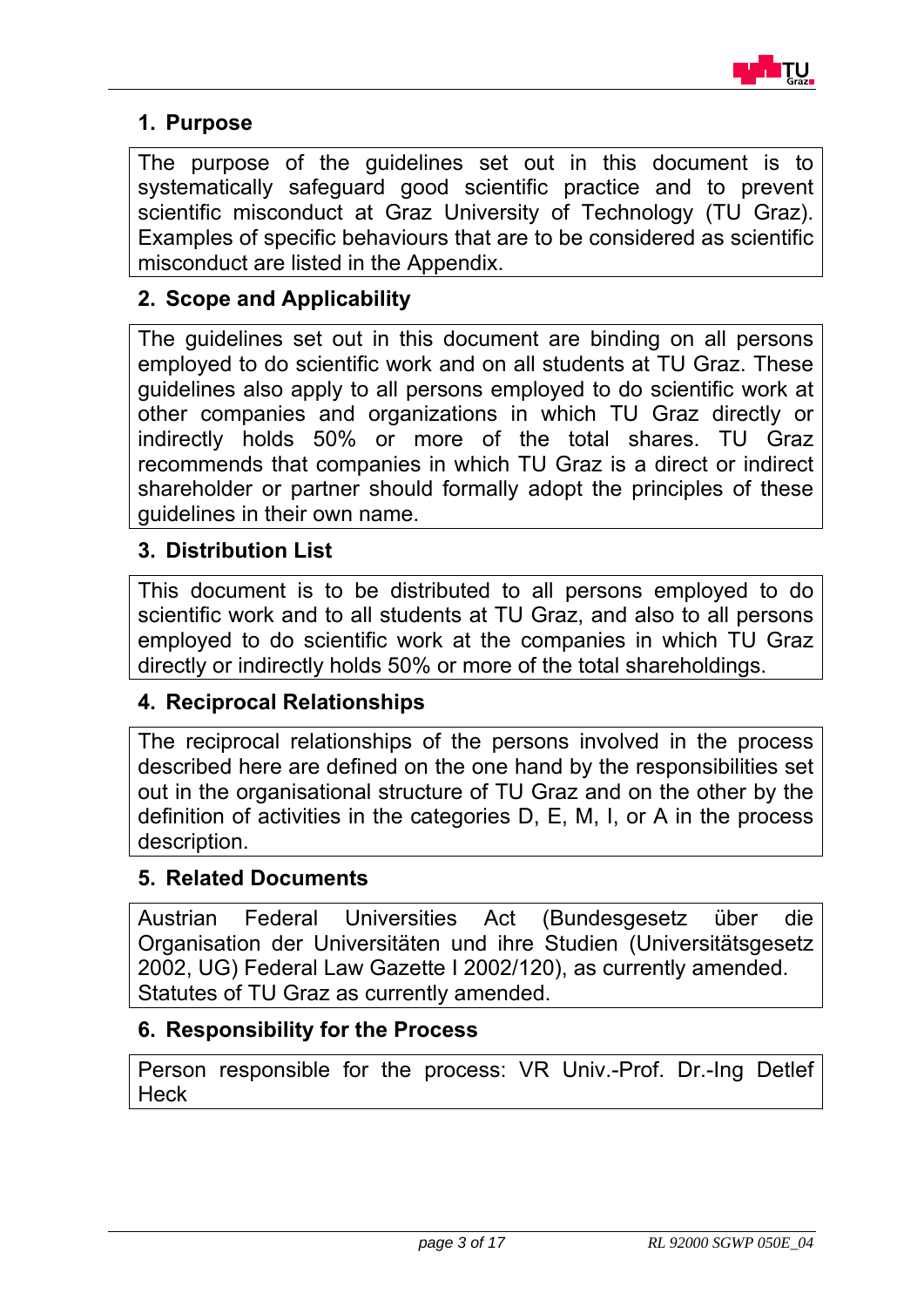## 1. Purpose

The purpose of the guidelines set out in this document is to systematically safeguard good scientific practice and to prevent scientific misconduct at Graz University of Technology (TU Graz). Examples of specific behaviours that are to be considered as scientific misconduct are listed in the Appendix.

## 2. Scope and Applicability

The guidelines set out in this document are binding on all persons employed to do scientific work and on all students at TU Graz. These guidelines also apply to all persons employed to do scientific work at other companies and organizations in which TU Graz directly or indirectly holds 50% or more of the total shares. TU Graz recommends that companies in which TU Graz is a direct or indirect shareholder or partner should formally adopt the principles of these guidelines in their own name.

## 3. Distribution List

This document is to be distributed to all persons employed to do scientific work and to all students at TU Graz, and also to all persons employed to do scientific work at the companies in which TU Graz directly or indirectly holds 50% or more of the total shareholdings.

## 4. Reciprocal Relationships

The reciprocal relationships of the persons involved in the process described here are defined on the one hand by the responsibilities set out in the organisational structure of TU Graz and on the other by the definition of activities in the categories D, E, M, I, or A in the process description.

## 5. Related Documents

Austrian Federal Universities Act (Bundesgesetz über die Organisation der Universitäten und ihre Studien (Universitätsgesetz 2002, UG) Federal Law Gazette I 2002/120), as currently amended.
Statutes of TU Graz as currently amended.

## 6. Responsibility for the Process

Person responsible for the process: VR Univ.-Prof. Dr.-Ing Detlef Heck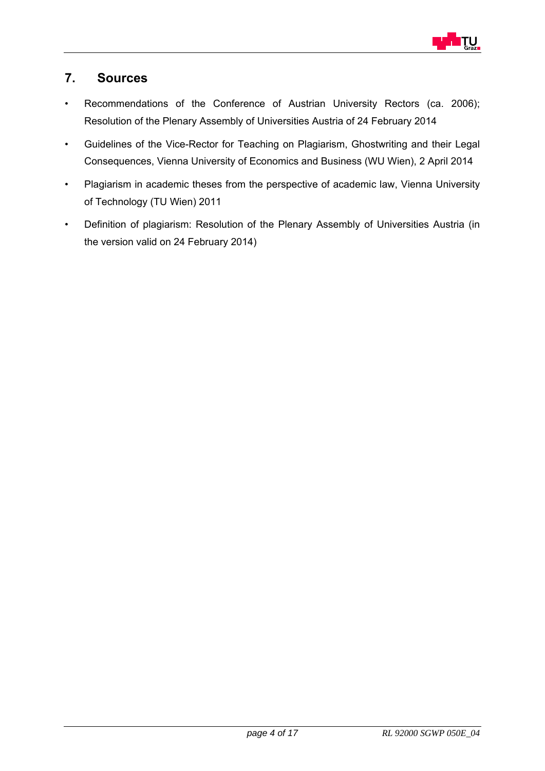## 7. Sources

- Recommendations of the Conference of Austrian University Rectors (ca. 2006); Resolution of the Plenary Assembly of Universities Austria of 24 February 2014
- Guidelines of the Vice-Rector for Teaching on Plagiarism, Ghostwriting and their Legal Consequences, Vienna University of Economics and Business (WU Wien), 2 April 2014
- Plagiarism in academic theses from the perspective of academic law, Vienna University of Technology (TU Wien) 2011
- Definition of plagiarism: Resolution of the Plenary Assembly of Universities Austria (in the version valid on 24 February 2014)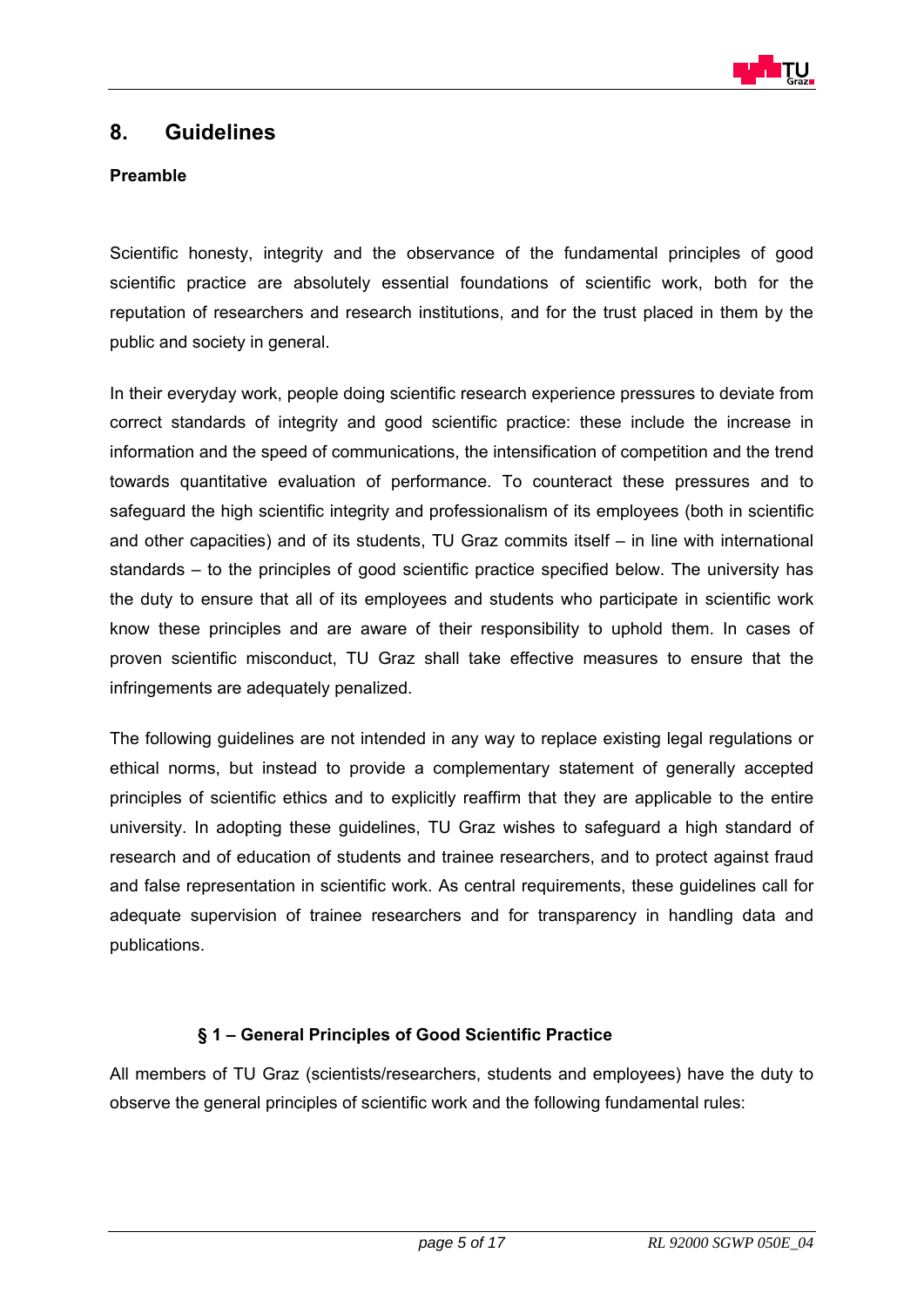## 8. Guidelines

**Preamble**

Scientific honesty, integrity and the observance of the fundamental principles of good scientific practice are absolutely essential foundations of scientific work, both for the reputation of researchers and research institutions, and for the trust placed in them by the public and society in general.

In their everyday work, people doing scientific research experience pressures to deviate from correct standards of integrity and good scientific practice: these include the increase in information and the speed of communications, the intensification of competition and the trend towards quantitative evaluation of performance. To counteract these pressures and to safeguard the high scientific integrity and professionalism of its employees (both in scientific and other capacities) and of its students, TU Graz commits itself – in line with international standards – to the principles of good scientific practice specified below. The university has the duty to ensure that all of its employees and students who participate in scientific work know these principles and are aware of their responsibility to uphold them. In cases of proven scientific misconduct, TU Graz shall take effective measures to ensure that the infringements are adequately penalized.

The following guidelines are not intended in any way to replace existing legal regulations or ethical norms, but instead to provide a complementary statement of generally accepted principles of scientific ethics and to explicitly reaffirm that they are applicable to the entire university. In adopting these guidelines, TU Graz wishes to safeguard a high standard of research and of education of students and trainee researchers, and to protect against fraud and false representation in scientific work. As central requirements, these guidelines call for adequate supervision of trainee researchers and for transparency in handling data and publications.

### § 1 – General Principles of Good Scientific Practice

All members of TU Graz (scientists/researchers, students and employees) have the duty to observe the general principles of scientific work and the following fundamental rules: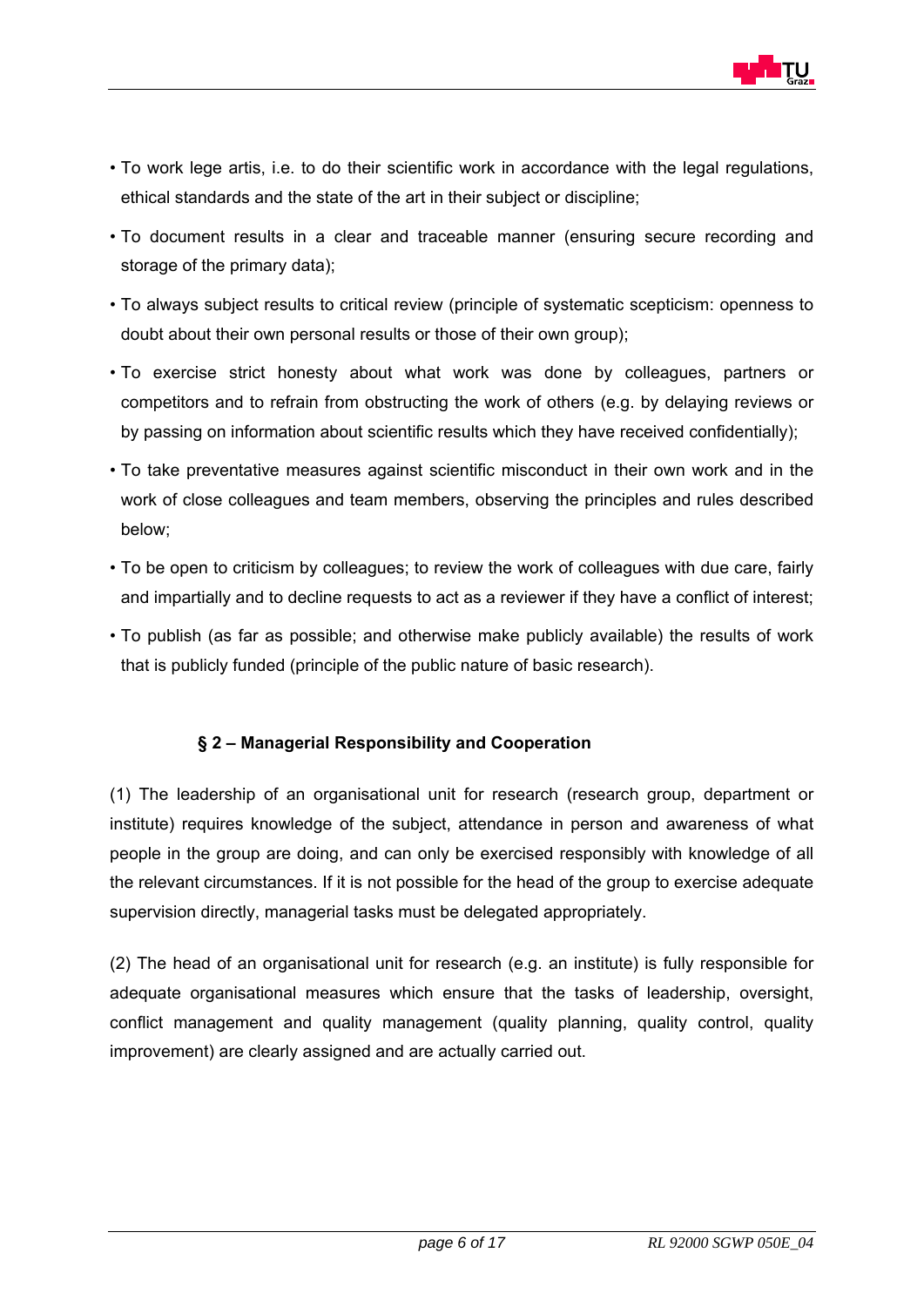- To work lege artis, i.e. to do their scientific work in accordance with the legal regulations, ethical standards and the state of the art in their subject or discipline;
- To document results in a clear and traceable manner (ensuring secure recording and storage of the primary data);
- To always subject results to critical review (principle of systematic scepticism: openness to doubt about their own personal results or those of their own group);
- To exercise strict honesty about what work was done by colleagues, partners or competitors and to refrain from obstructing the work of others (e.g. by delaying reviews or by passing on information about scientific results which they have received confidentially);
- To take preventative measures against scientific misconduct in their own work and in the work of close colleagues and team members, observing the principles and rules described below;
- To be open to criticism by colleagues; to review the work of colleagues with due care, fairly and impartially and to decline requests to act as a reviewer if they have a conflict of interest;
- To publish (as far as possible; and otherwise make publicly available) the results of work that is publicly funded (principle of the public nature of basic research).

### § 2 – Managerial Responsibility and Cooperation

(1) The leadership of an organisational unit for research (research group, department or institute) requires knowledge of the subject, attendance in person and awareness of what people in the group are doing, and can only be exercised responsibly with knowledge of all the relevant circumstances. If it is not possible for the head of the group to exercise adequate supervision directly, managerial tasks must be delegated appropriately.

(2) The head of an organisational unit for research (e.g. an institute) is fully responsible for adequate organisational measures which ensure that the tasks of leadership, oversight, conflict management and quality management (quality planning, quality control, quality improvement) are clearly assigned and are actually carried out.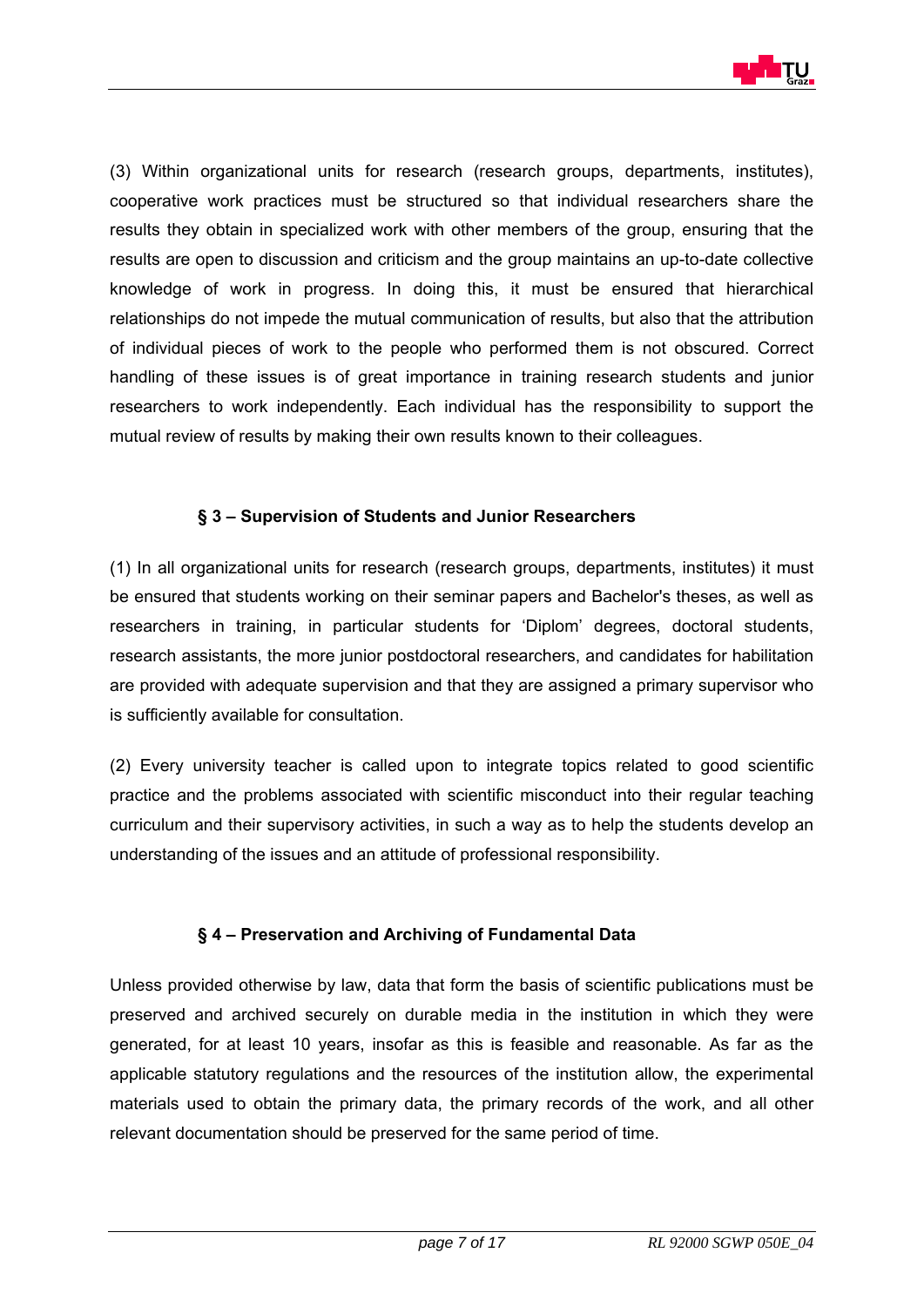(3) Within organizational units for research (research groups, departments, institutes), cooperative work practices must be structured so that individual researchers share the results they obtain in specialized work with other members of the group, ensuring that the results are open to discussion and criticism and the group maintains an up-to-date collective knowledge of work in progress. In doing this, it must be ensured that hierarchical relationships do not impede the mutual communication of results, but also that the attribution of individual pieces of work to the people who performed them is not obscured. Correct handling of these issues is of great importance in training research students and junior researchers to work independently. Each individual has the responsibility to support the mutual review of results by making their own results known to their colleagues.

## § 3 – Supervision of Students and Junior Researchers

(1) In all organizational units for research (research groups, departments, institutes) it must be ensured that students working on their seminar papers and Bachelor's theses, as well as researchers in training, in particular students for 'Diplom' degrees, doctoral students, research assistants, the more junior postdoctoral researchers, and candidates for habilitation are provided with adequate supervision and that they are assigned a primary supervisor who is sufficiently available for consultation.

(2) Every university teacher is called upon to integrate topics related to good scientific practice and the problems associated with scientific misconduct into their regular teaching curriculum and their supervisory activities, in such a way as to help the students develop an understanding of the issues and an attitude of professional responsibility.

## § 4 – Preservation and Archiving of Fundamental Data

Unless provided otherwise by law, data that form the basis of scientific publications must be preserved and archived securely on durable media in the institution in which they were generated, for at least 10 years, insofar as this is feasible and reasonable. As far as the applicable statutory regulations and the resources of the institution allow, the experimental materials used to obtain the primary data, the primary records of the work, and all other relevant documentation should be preserved for the same period of time.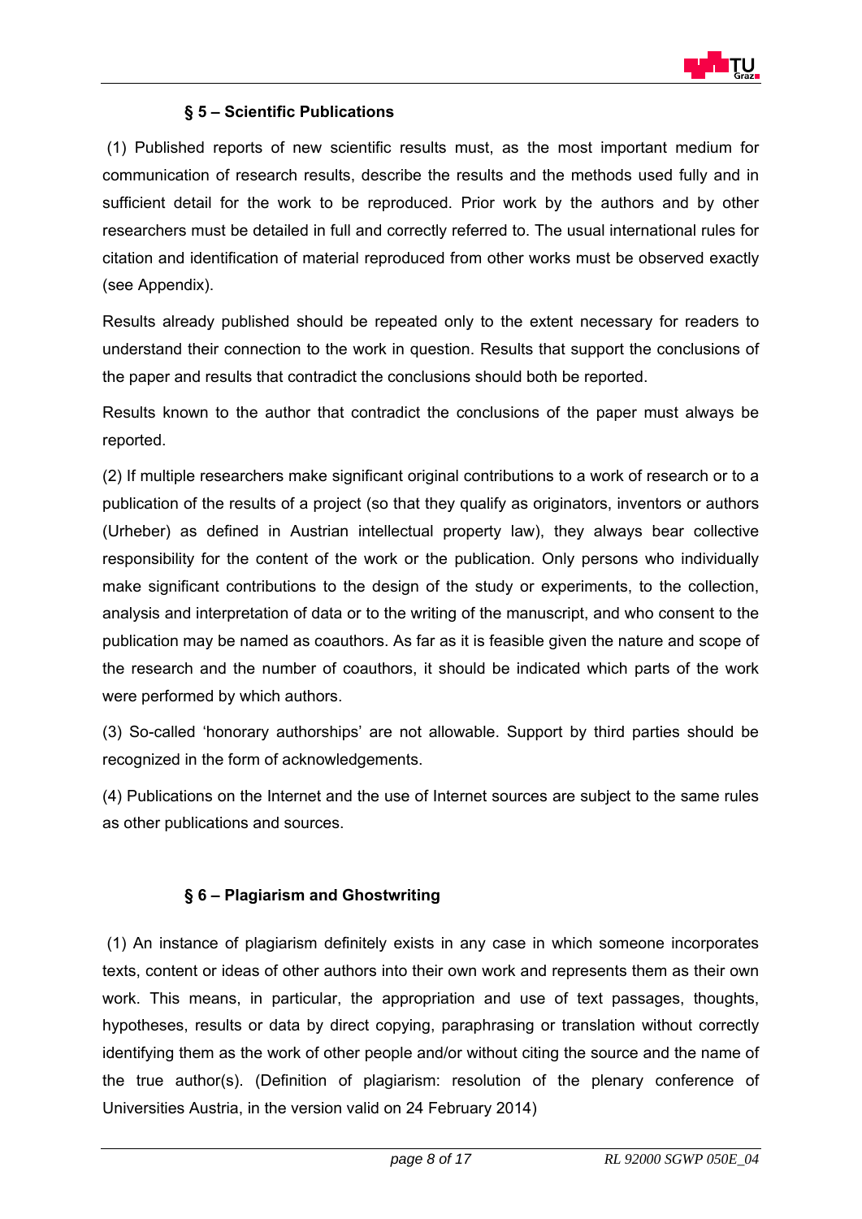## § 5 – Scientific Publications

(1) Published reports of new scientific results must, as the most important medium for communication of research results, describe the results and the methods used fully and in sufficient detail for the work to be reproduced. Prior work by the authors and by other researchers must be detailed in full and correctly referred to. The usual international rules for citation and identification of material reproduced from other works must be observed exactly (see Appendix).

Results already published should be repeated only to the extent necessary for readers to understand their connection to the work in question. Results that support the conclusions of the paper and results that contradict the conclusions should both be reported.

Results known to the author that contradict the conclusions of the paper must always be reported.

(2) If multiple researchers make significant original contributions to a work of research or to a publication of the results of a project (so that they qualify as originators, inventors or authors (Urheber) as defined in Austrian intellectual property law), they always bear collective responsibility for the content of the work or the publication. Only persons who individually make significant contributions to the design of the study or experiments, to the collection, analysis and interpretation of data or to the writing of the manuscript, and who consent to the publication may be named as coauthors. As far as it is feasible given the nature and scope of the research and the number of coauthors, it should be indicated which parts of the work were performed by which authors.

(3) So-called 'honorary authorships' are not allowable. Support by third parties should be recognized in the form of acknowledgements.

(4) Publications on the Internet and the use of Internet sources are subject to the same rules as other publications and sources.

## § 6 – Plagiarism and Ghostwriting

(1) An instance of plagiarism definitely exists in any case in which someone incorporates texts, content or ideas of other authors into their own work and represents them as their own work. This means, in particular, the appropriation and use of text passages, thoughts, hypotheses, results or data by direct copying, paraphrasing or translation without correctly identifying them as the work of other people and/or without citing the source and the name of the true author(s). (Definition of plagiarism: resolution of the plenary conference of Universities Austria, in the version valid on 24 February 2014)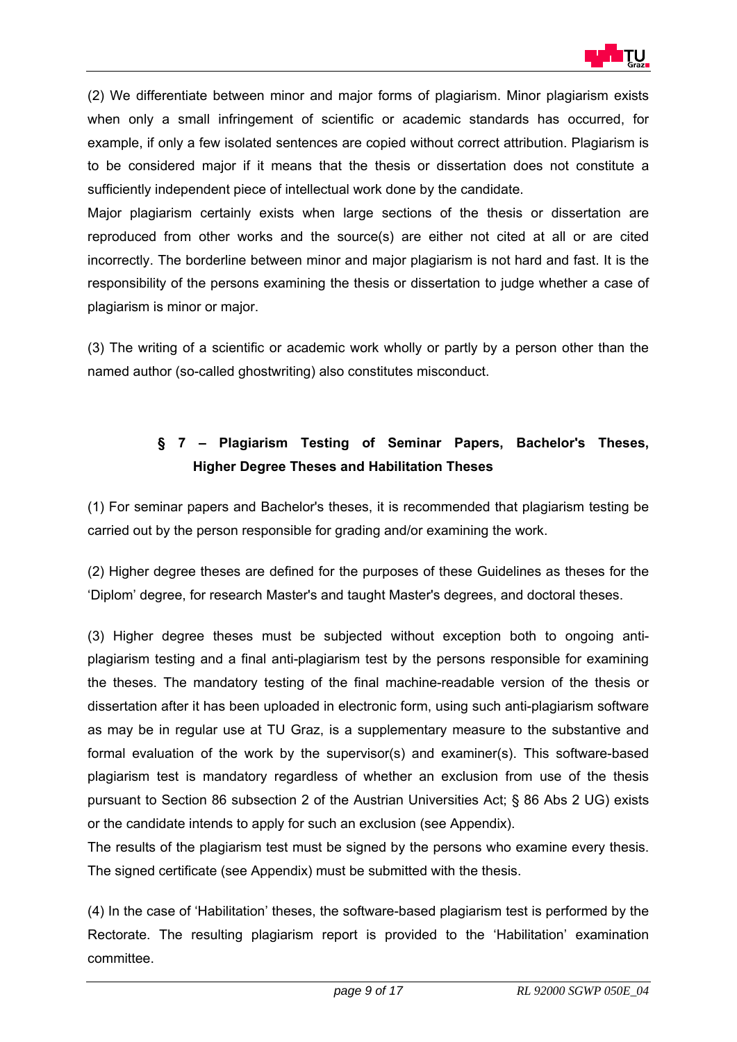(2) We differentiate between minor and major forms of plagiarism. Minor plagiarism exists when only a small infringement of scientific or academic standards has occurred, for example, if only a few isolated sentences are copied without correct attribution. Plagiarism is to be considered major if it means that the thesis or dissertation does not constitute a sufficiently independent piece of intellectual work done by the candidate.

Major plagiarism certainly exists when large sections of the thesis or dissertation are reproduced from other works and the source(s) are either not cited at all or are cited incorrectly. The borderline between minor and major plagiarism is not hard and fast. It is the responsibility of the persons examining the thesis or dissertation to judge whether a case of plagiarism is minor or major.

(3) The writing of a scientific or academic work wholly or partly by a person other than the named author (so-called ghostwriting) also constitutes misconduct.

## § 7 – Plagiarism Testing of Seminar Papers, Bachelor's Theses, Higher Degree Theses and Habilitation Theses

(1) For seminar papers and Bachelor's theses, it is recommended that plagiarism testing be carried out by the person responsible for grading and/or examining the work.

(2) Higher degree theses are defined for the purposes of these Guidelines as theses for the 'Diplom' degree, for research Master's and taught Master's degrees, and doctoral theses.

(3) Higher degree theses must be subjected without exception both to ongoing anti-plagiarism testing and a final anti-plagiarism test by the persons responsible for examining the theses. The mandatory testing of the final machine-readable version of the thesis or dissertation after it has been uploaded in electronic form, using such anti-plagiarism software as may be in regular use at TU Graz, is a supplementary measure to the substantive and formal evaluation of the work by the supervisor(s) and examiner(s). This software-based plagiarism test is mandatory regardless of whether an exclusion from use of the thesis pursuant to Section 86 subsection 2 of the Austrian Universities Act; § 86 Abs 2 UG) exists or the candidate intends to apply for such an exclusion (see Appendix).

The results of the plagiarism test must be signed by the persons who examine every thesis. The signed certificate (see Appendix) must be submitted with the thesis.

(4) In the case of 'Habilitation' theses, the software-based plagiarism test is performed by the Rectorate. The resulting plagiarism report is provided to the 'Habilitation' examination committee.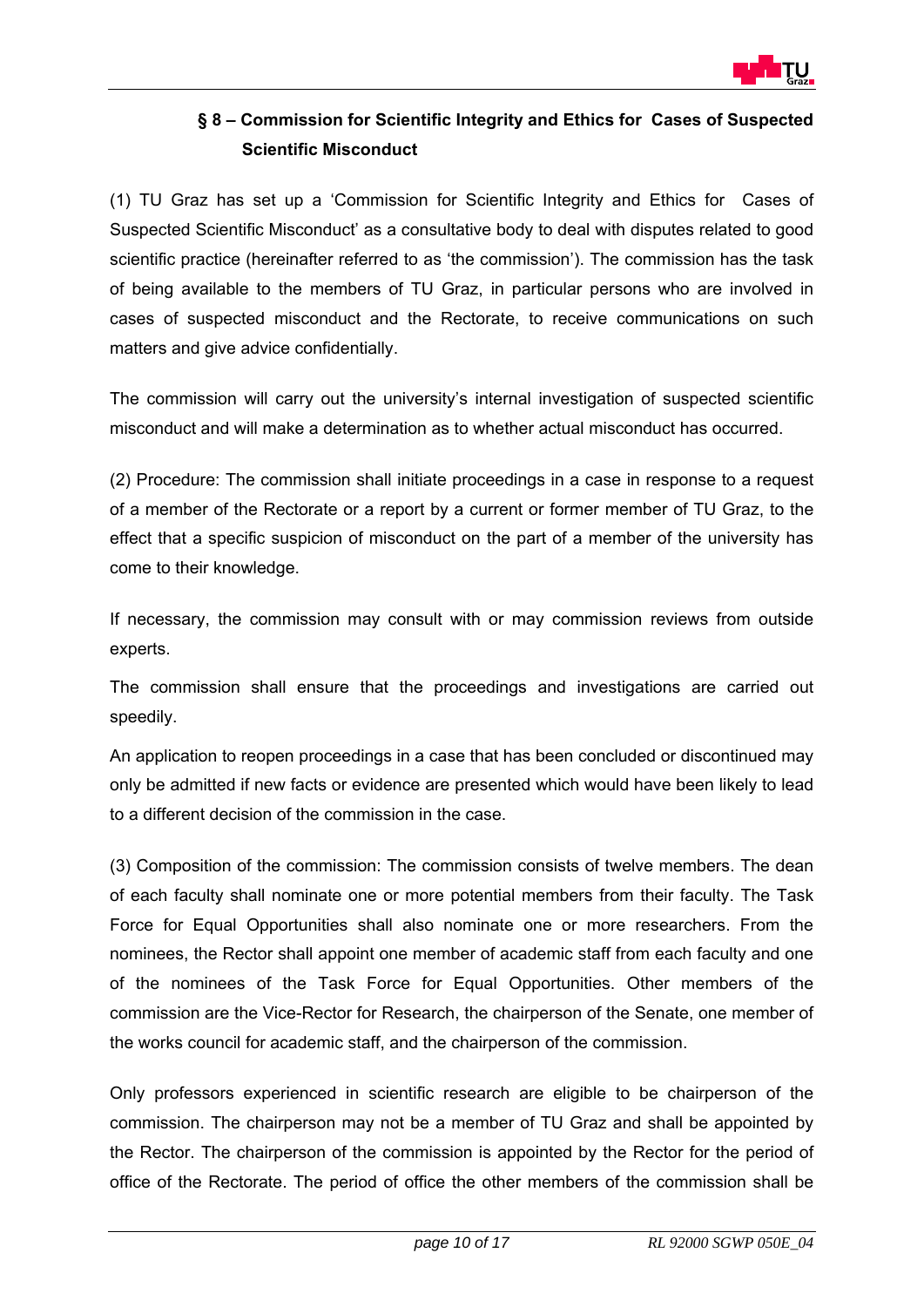## § 8 – Commission for Scientific Integrity and Ethics for Cases of Suspected Scientific Misconduct

(1) TU Graz has set up a 'Commission for Scientific Integrity and Ethics for Cases of Suspected Scientific Misconduct' as a consultative body to deal with disputes related to good scientific practice (hereinafter referred to as 'the commission'). The commission has the task of being available to the members of TU Graz, in particular persons who are involved in cases of suspected misconduct and the Rectorate, to receive communications on such matters and give advice confidentially.

The commission will carry out the university's internal investigation of suspected scientific misconduct and will make a determination as to whether actual misconduct has occurred.

(2) Procedure: The commission shall initiate proceedings in a case in response to a request of a member of the Rectorate or a report by a current or former member of TU Graz, to the effect that a specific suspicion of misconduct on the part of a member of the university has come to their knowledge.

If necessary, the commission may consult with or may commission reviews from outside experts.

The commission shall ensure that the proceedings and investigations are carried out speedily.

An application to reopen proceedings in a case that has been concluded or discontinued may only be admitted if new facts or evidence are presented which would have been likely to lead to a different decision of the commission in the case.

(3) Composition of the commission: The commission consists of twelve members. The dean of each faculty shall nominate one or more potential members from their faculty. The Task Force for Equal Opportunities shall also nominate one or more researchers. From the nominees, the Rector shall appoint one member of academic staff from each faculty and one of the nominees of the Task Force for Equal Opportunities. Other members of the commission are the Vice-Rector for Research, the chairperson of the Senate, one member of the works council for academic staff, and the chairperson of the commission.

Only professors experienced in scientific research are eligible to be chairperson of the commission. The chairperson may not be a member of TU Graz and shall be appointed by the Rector. The chairperson of the commission is appointed by the Rector for the period of office of the Rectorate. The period of office the other members of the commission shall be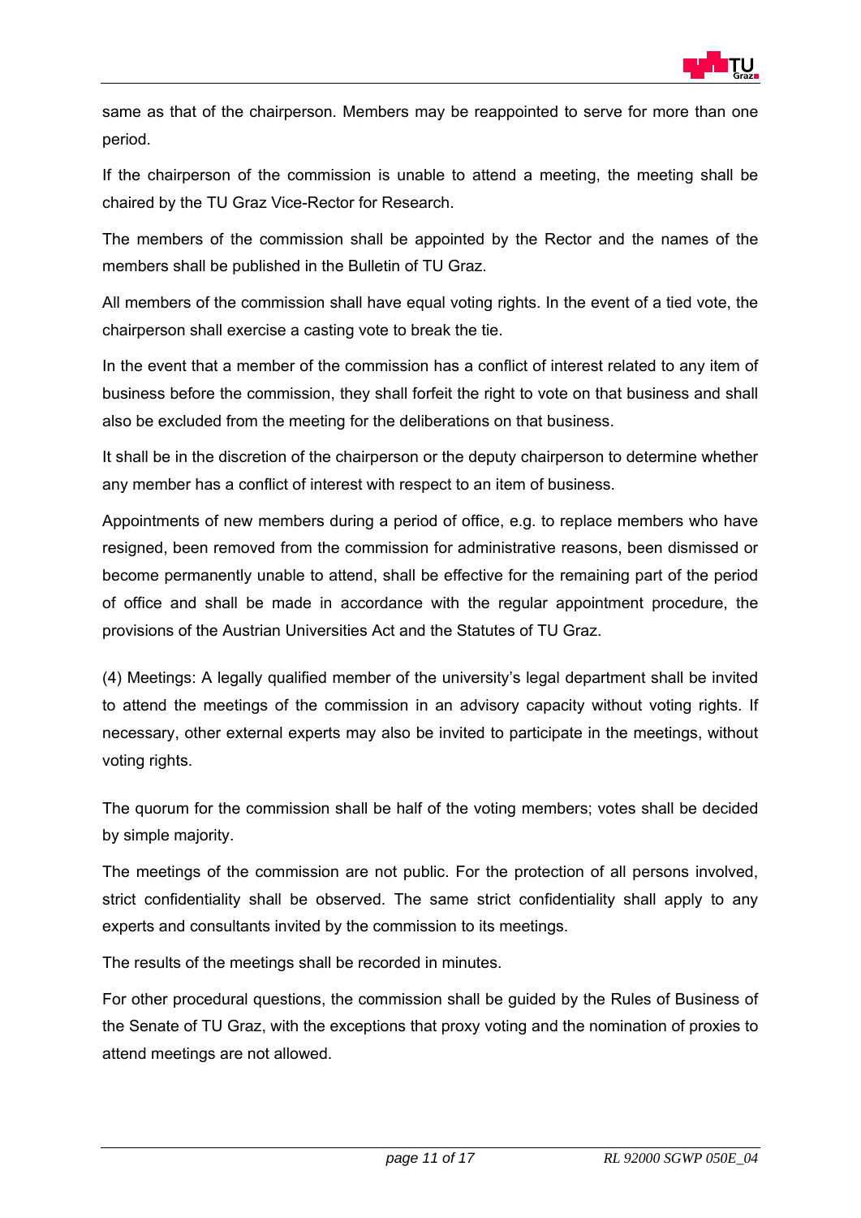same as that of the chairperson. Members may be reappointed to serve for more than one period.

If the chairperson of the commission is unable to attend a meeting, the meeting shall be chaired by the TU Graz Vice-Rector for Research.

The members of the commission shall be appointed by the Rector and the names of the members shall be published in the Bulletin of TU Graz.

All members of the commission shall have equal voting rights. In the event of a tied vote, the chairperson shall exercise a casting vote to break the tie.

In the event that a member of the commission has a conflict of interest related to any item of business before the commission, they shall forfeit the right to vote on that business and shall also be excluded from the meeting for the deliberations on that business.

It shall be in the discretion of the chairperson or the deputy chairperson to determine whether any member has a conflict of interest with respect to an item of business.

Appointments of new members during a period of office, e.g. to replace members who have resigned, been removed from the commission for administrative reasons, been dismissed or become permanently unable to attend, shall be effective for the remaining part of the period of office and shall be made in accordance with the regular appointment procedure, the provisions of the Austrian Universities Act and the Statutes of TU Graz.

(4) Meetings: A legally qualified member of the university's legal department shall be invited to attend the meetings of the commission in an advisory capacity without voting rights. If necessary, other external experts may also be invited to participate in the meetings, without voting rights.

The quorum for the commission shall be half of the voting members; votes shall be decided by simple majority.

The meetings of the commission are not public. For the protection of all persons involved, strict confidentiality shall be observed. The same strict confidentiality shall apply to any experts and consultants invited by the commission to its meetings.

The results of the meetings shall be recorded in minutes.

For other procedural questions, the commission shall be guided by the Rules of Business of the Senate of TU Graz, with the exceptions that proxy voting and the nomination of proxies to attend meetings are not allowed.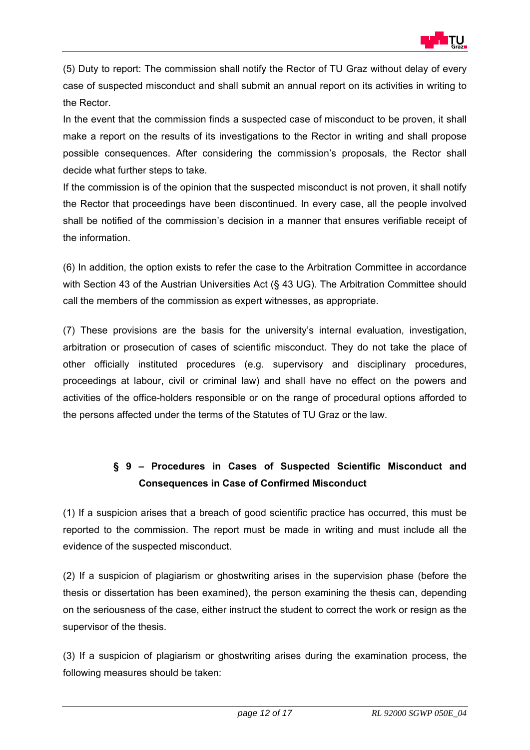(5) Duty to report: The commission shall notify the Rector of TU Graz without delay of every case of suspected misconduct and shall submit an annual report on its activities in writing to the Rector.

In the event that the commission finds a suspected case of misconduct to be proven, it shall make a report on the results of its investigations to the Rector in writing and shall propose possible consequences. After considering the commission's proposals, the Rector shall decide what further steps to take.

If the commission is of the opinion that the suspected misconduct is not proven, it shall notify the Rector that proceedings have been discontinued. In every case, all the people involved shall be notified of the commission's decision in a manner that ensures verifiable receipt of the information.

(6) In addition, the option exists to refer the case to the Arbitration Committee in accordance with Section 43 of the Austrian Universities Act (§ 43 UG). The Arbitration Committee should call the members of the commission as expert witnesses, as appropriate.

(7) These provisions are the basis for the university's internal evaluation, investigation, arbitration or prosecution of cases of scientific misconduct. They do not take the place of other officially instituted procedures (e.g. supervisory and disciplinary procedures, proceedings at labour, civil or criminal law) and shall have no effect on the powers and activities of the office-holders responsible or on the range of procedural options afforded to the persons affected under the terms of the Statutes of TU Graz or the law.

## § 9 – Procedures in Cases of Suspected Scientific Misconduct and Consequences in Case of Confirmed Misconduct

(1) If a suspicion arises that a breach of good scientific practice has occurred, this must be reported to the commission. The report must be made in writing and must include all the evidence of the suspected misconduct.

(2) If a suspicion of plagiarism or ghostwriting arises in the supervision phase (before the thesis or dissertation has been examined), the person examining the thesis can, depending on the seriousness of the case, either instruct the student to correct the work or resign as the supervisor of the thesis.

(3) If a suspicion of plagiarism or ghostwriting arises during the examination process, the following measures should be taken: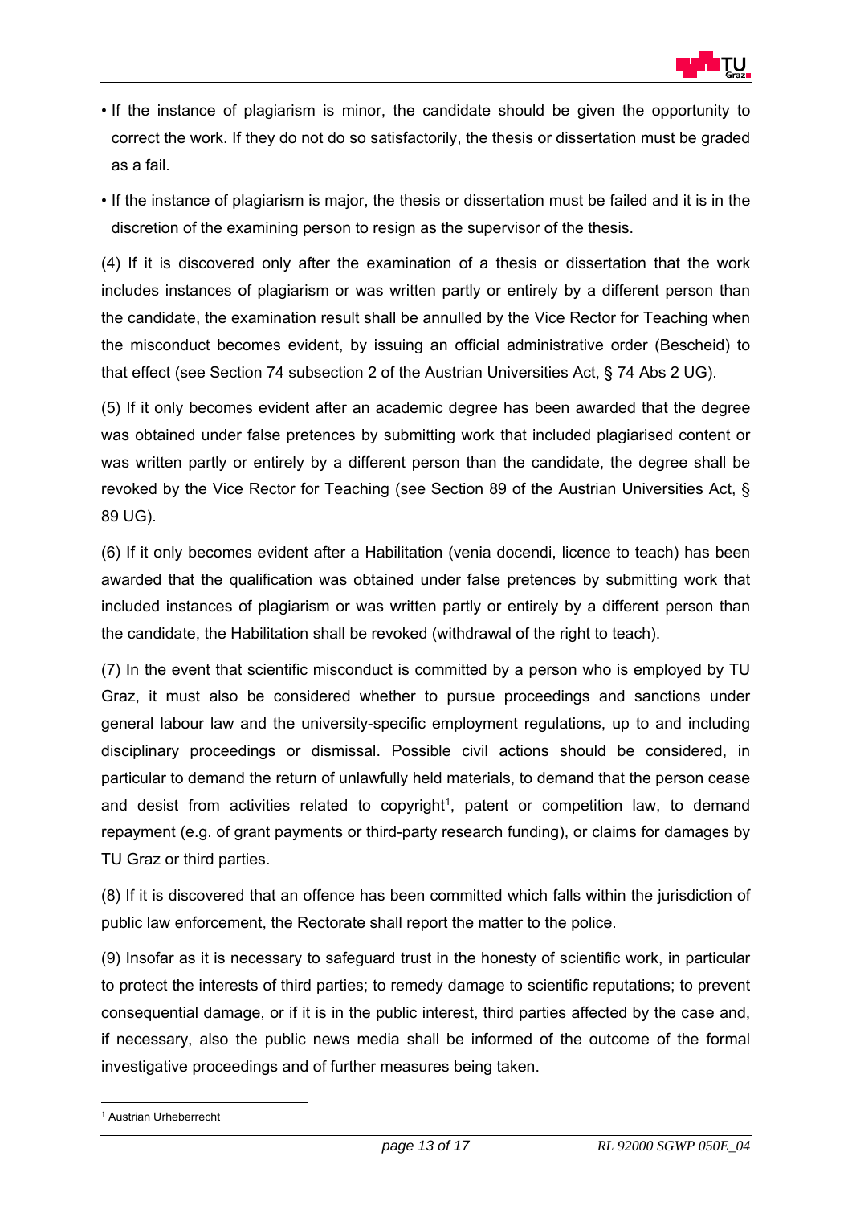- If the instance of plagiarism is minor, the candidate should be given the opportunity to correct the work. If they do not do so satisfactorily, the thesis or dissertation must be graded as a fail.
- If the instance of plagiarism is major, the thesis or dissertation must be failed and it is in the discretion of the examining person to resign as the supervisor of the thesis.

(4) If it is discovered only after the examination of a thesis or dissertation that the work includes instances of plagiarism or was written partly or entirely by a different person than the candidate, the examination result shall be annulled by the Vice Rector for Teaching when the misconduct becomes evident, by issuing an official administrative order (Bescheid) to that effect (see Section 74 subsection 2 of the Austrian Universities Act, § 74 Abs 2 UG).

(5) If it only becomes evident after an academic degree has been awarded that the degree was obtained under false pretences by submitting work that included plagiarised content or was written partly or entirely by a different person than the candidate, the degree shall be revoked by the Vice Rector for Teaching (see Section 89 of the Austrian Universities Act, § 89 UG).

(6) If it only becomes evident after a Habilitation (venia docendi, licence to teach) has been awarded that the qualification was obtained under false pretences by submitting work that included instances of plagiarism or was written partly or entirely by a different person than the candidate, the Habilitation shall be revoked (withdrawal of the right to teach).

(7) In the event that scientific misconduct is committed by a person who is employed by TU Graz, it must also be considered whether to pursue proceedings and sanctions under general labour law and the university-specific employment regulations, up to and including disciplinary proceedings or dismissal. Possible civil actions should be considered, in particular to demand the return of unlawfully held materials, to demand that the person cease and desist from activities related to copyright[1], patent or competition law, to demand repayment (e.g. of grant payments or third-party research funding), or claims for damages by TU Graz or third parties.

(8) If it is discovered that an offence has been committed which falls within the jurisdiction of public law enforcement, the Rectorate shall report the matter to the police.

(9) Insofar as it is necessary to safeguard trust in the honesty of scientific work, in particular to protect the interests of third parties; to remedy damage to scientific reputations; to prevent consequential damage, or if it is in the public interest, third parties affected by the case and, if necessary, also the public news media shall be informed of the outcome of the formal investigative proceedings and of further measures being taken.

[1] Austrian Urheberrecht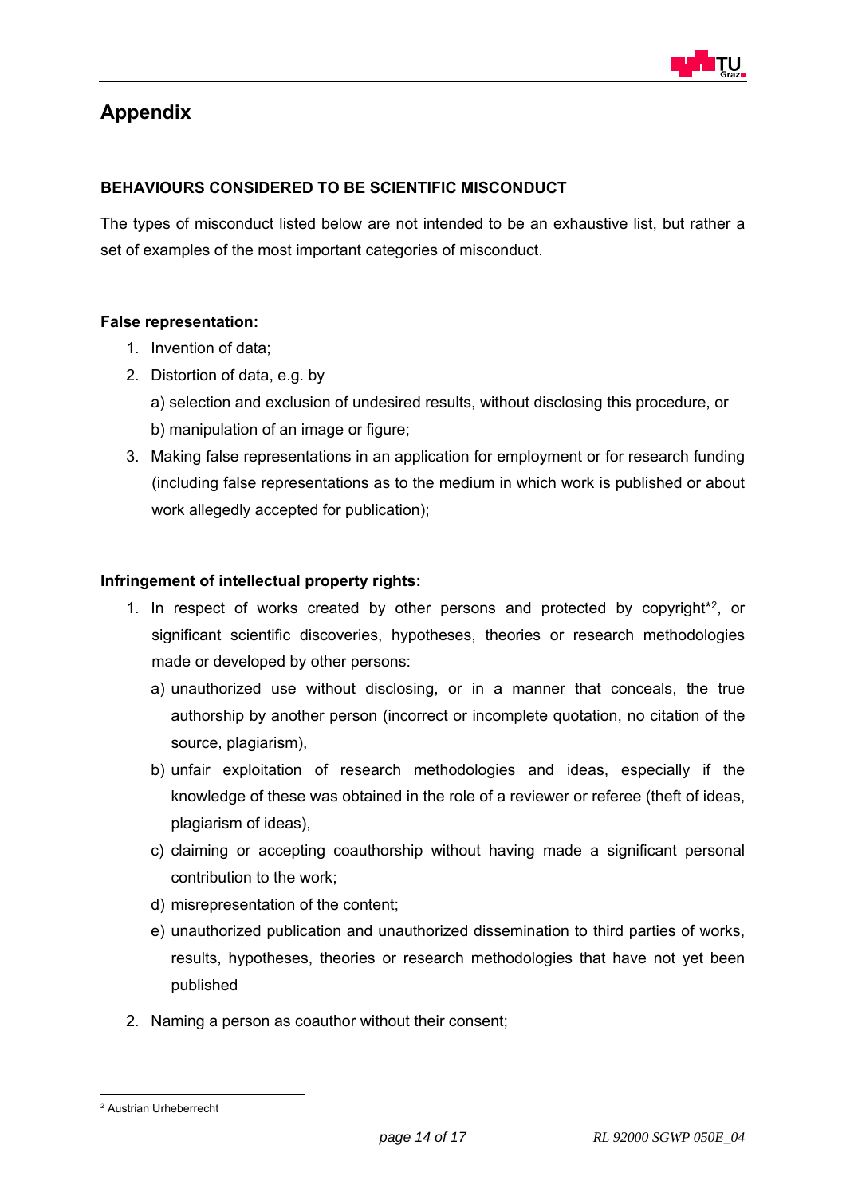# Appendix

## BEHAVIOURS CONSIDERED TO BE SCIENTIFIC MISCONDUCT

The types of misconduct listed below are not intended to be an exhaustive list, but rather a set of examples of the most important categories of misconduct.

**False representation:**

1. Invention of data;
2. Distortion of data, e.g. by
   a) selection and exclusion of undesired results, without disclosing this procedure, or
   b) manipulation of an image or figure;
3. Making false representations in an application for employment or for research funding (including false representations as to the medium in which work is published or about work allegedly accepted for publication);

**Infringement of intellectual property rights:**

1. In respect of works created by other persons and protected by copyright*[2], or significant scientific discoveries, hypotheses, theories or research methodologies made or developed by other persons:
   a) unauthorized use without disclosing, or in a manner that conceals, the true authorship by another person (incorrect or incomplete quotation, no citation of the source, plagiarism),
   b) unfair exploitation of research methodologies and ideas, especially if the knowledge of these was obtained in the role of a reviewer or referee (theft of ideas, plagiarism of ideas),
   c) claiming or accepting coauthorship without having made a significant personal contribution to the work;
   d) misrepresentation of the content;
   e) unauthorized publication and unauthorized dissemination to third parties of works, results, hypotheses, theories or research methodologies that have not yet been published
2. Naming a person as coauthor without their consent;

[2] Austrian Urheberrecht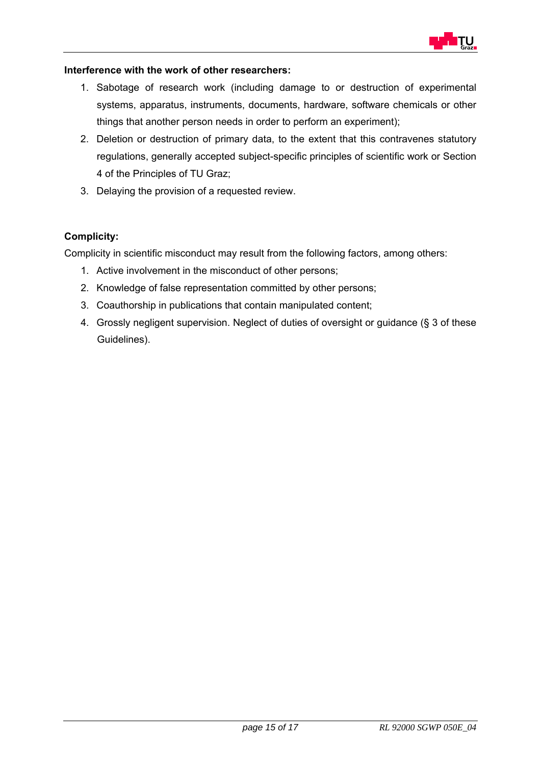**Interference with the work of other researchers:**

1. Sabotage of research work (including damage to or destruction of experimental systems, apparatus, instruments, documents, hardware, software chemicals or other things that another person needs in order to perform an experiment);
2. Deletion or destruction of primary data, to the extent that this contravenes statutory regulations, generally accepted subject-specific principles of scientific work or Section 4 of the Principles of TU Graz;
3. Delaying the provision of a requested review.

**Complicity:**

Complicity in scientific misconduct may result from the following factors, among others:

1. Active involvement in the misconduct of other persons;
2. Knowledge of false representation committed by other persons;
3. Coauthorship in publications that contain manipulated content;
4. Grossly negligent supervision. Neglect of duties of oversight or guidance (§ 3 of these Guidelines).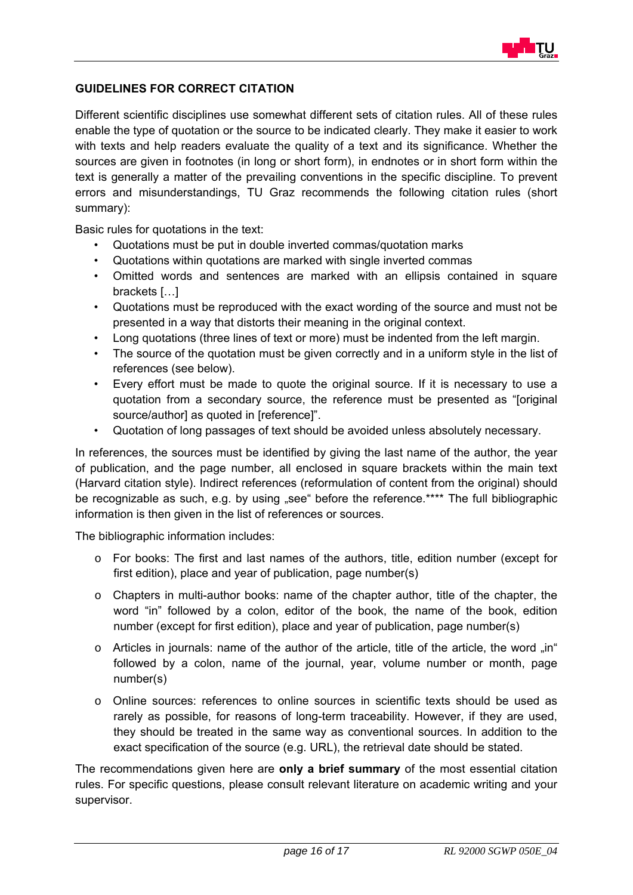## GUIDELINES FOR CORRECT CITATION

Different scientific disciplines use somewhat different sets of citation rules. All of these rules enable the type of quotation or the source to be indicated clearly. They make it easier to work with texts and help readers evaluate the quality of a text and its significance. Whether the sources are given in footnotes (in long or short form), in endnotes or in short form within the text is generally a matter of the prevailing conventions in the specific discipline. To prevent errors and misunderstandings, TU Graz recommends the following citation rules (short summary):

Basic rules for quotations in the text:

- Quotations must be put in double inverted commas/quotation marks
- Quotations within quotations are marked with single inverted commas
- Omitted words and sentences are marked with an ellipsis contained in square brackets […]
- Quotations must be reproduced with the exact wording of the source and must not be presented in a way that distorts their meaning in the original context.
- Long quotations (three lines of text or more) must be indented from the left margin.
- The source of the quotation must be given correctly and in a uniform style in the list of references (see below).
- Every effort must be made to quote the original source. If it is necessary to use a quotation from a secondary source, the reference must be presented as "[original source/author] as quoted in [reference]".
- Quotation of long passages of text should be avoided unless absolutely necessary.

In references, the sources must be identified by giving the last name of the author, the year of publication, and the page number, all enclosed in square brackets within the main text (Harvard citation style). Indirect references (reformulation of content from the original) should be recognizable as such, e.g. by using „see" before the reference.**** The full bibliographic information is then given in the list of references or sources.

The bibliographic information includes:

- For books: The first and last names of the authors, title, edition number (except for first edition), place and year of publication, page number(s)
- Chapters in multi-author books: name of the chapter author, title of the chapter, the word "in" followed by a colon, editor of the book, the name of the book, edition number (except for first edition), place and year of publication, page number(s)
- Articles in journals: name of the author of the article, title of the article, the word „in" followed by a colon, name of the journal, year, volume number or month, page number(s)
- Online sources: references to online sources in scientific texts should be used as rarely as possible, for reasons of long-term traceability. However, if they are used, they should be treated in the same way as conventional sources. In addition to the exact specification of the source (e.g. URL), the retrieval date should be stated.

The recommendations given here are **only a brief summary** of the most essential citation rules. For specific questions, please consult relevant literature on academic writing and your supervisor.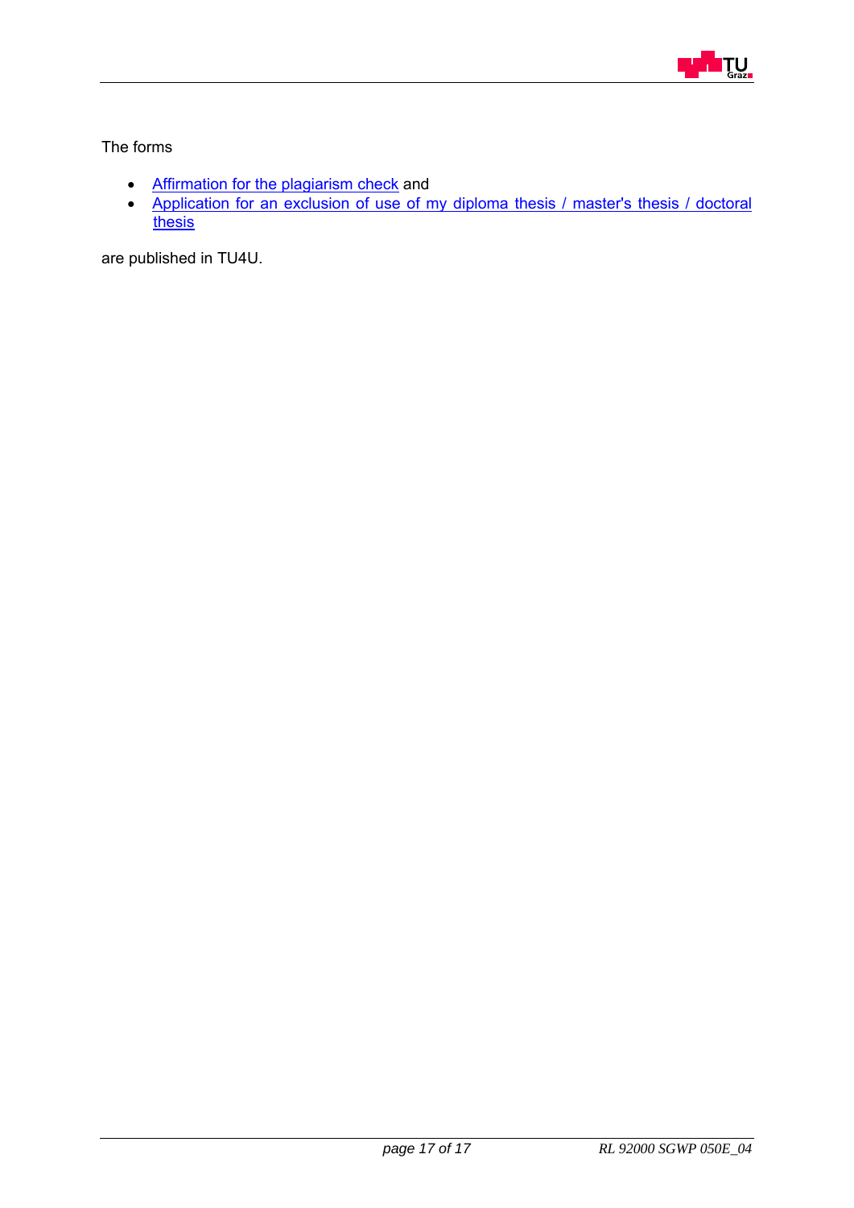The forms

- Affirmation for the plagiarism check and
- Application for an exclusion of use of my diploma thesis / master's thesis / doctoral thesis

are published in TU4U.